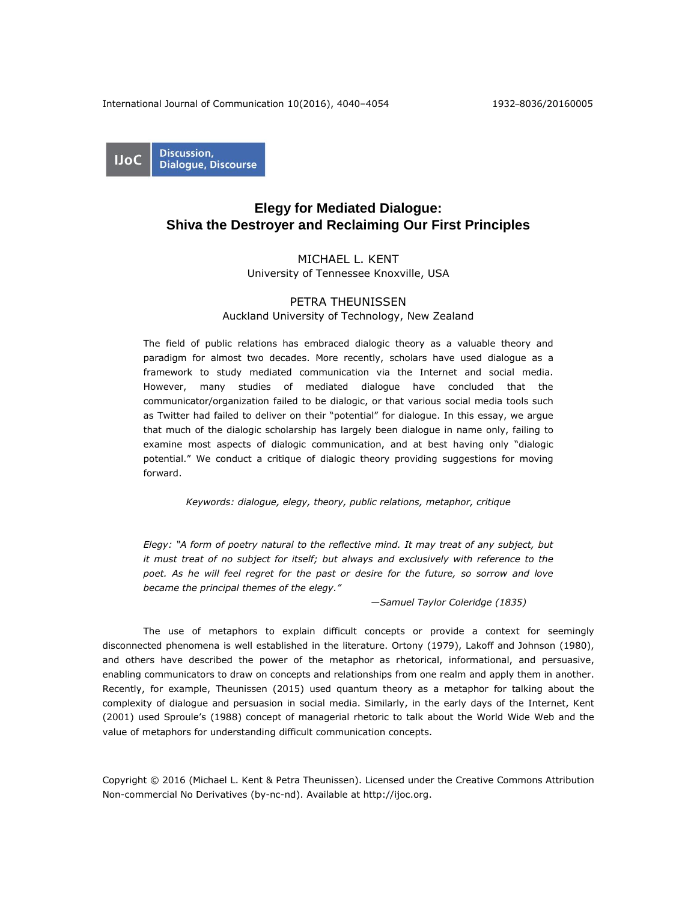IJoC Discussion, Dialogue, Discourse

# Elegy for Mediated Dialogue: Shiva the Destroyer and Reclaiming Our First Principles

MICHAEL L. KENT
University of Tennessee Knoxville, USA

PETRA THEUNISSEN
Auckland University of Technology, New Zealand

The field of public relations has embraced dialogic theory as a valuable theory and paradigm for almost two decades. More recently, scholars have used dialogue as a framework to study mediated communication via the Internet and social media. However, many studies of mediated dialogue have concluded that the communicator/organization failed to be dialogic, or that various social media tools such as Twitter had failed to deliver on their "potential" for dialogue. In this essay, we argue that much of the dialogic scholarship has largely been dialogue in name only, failing to examine most aspects of dialogic communication, and at best having only "dialogic potential." We conduct a critique of dialogic theory providing suggestions for moving forward.

*Keywords: dialogue, elegy, theory, public relations, metaphor, critique*

*Elegy: "A form of poetry natural to the reflective mind. It may treat of any subject, but it must treat of no subject for itself; but always and exclusively with reference to the poet. As he will feel regret for the past or desire for the future, so sorrow and love became the principal themes of the elegy."*

*—Samuel Taylor Coleridge (1835)*

The use of metaphors to explain difficult concepts or provide a context for seemingly disconnected phenomena is well established in the literature. Ortony (1979), Lakoff and Johnson (1980), and others have described the power of the metaphor as rhetorical, informational, and persuasive, enabling communicators to draw on concepts and relationships from one realm and apply them in another. Recently, for example, Theunissen (2015) used quantum theory as a metaphor for talking about the complexity of dialogue and persuasion in social media. Similarly, in the early days of the Internet, Kent (2001) used Sproule's (1988) concept of managerial rhetoric to talk about the World Wide Web and the value of metaphors for understanding difficult communication concepts.

Copyright © 2016 (Michael L. Kent & Petra Theunissen). Licensed under the Creative Commons Attribution Non-commercial No Derivatives (by-nc-nd). Available at http://ijoc.org.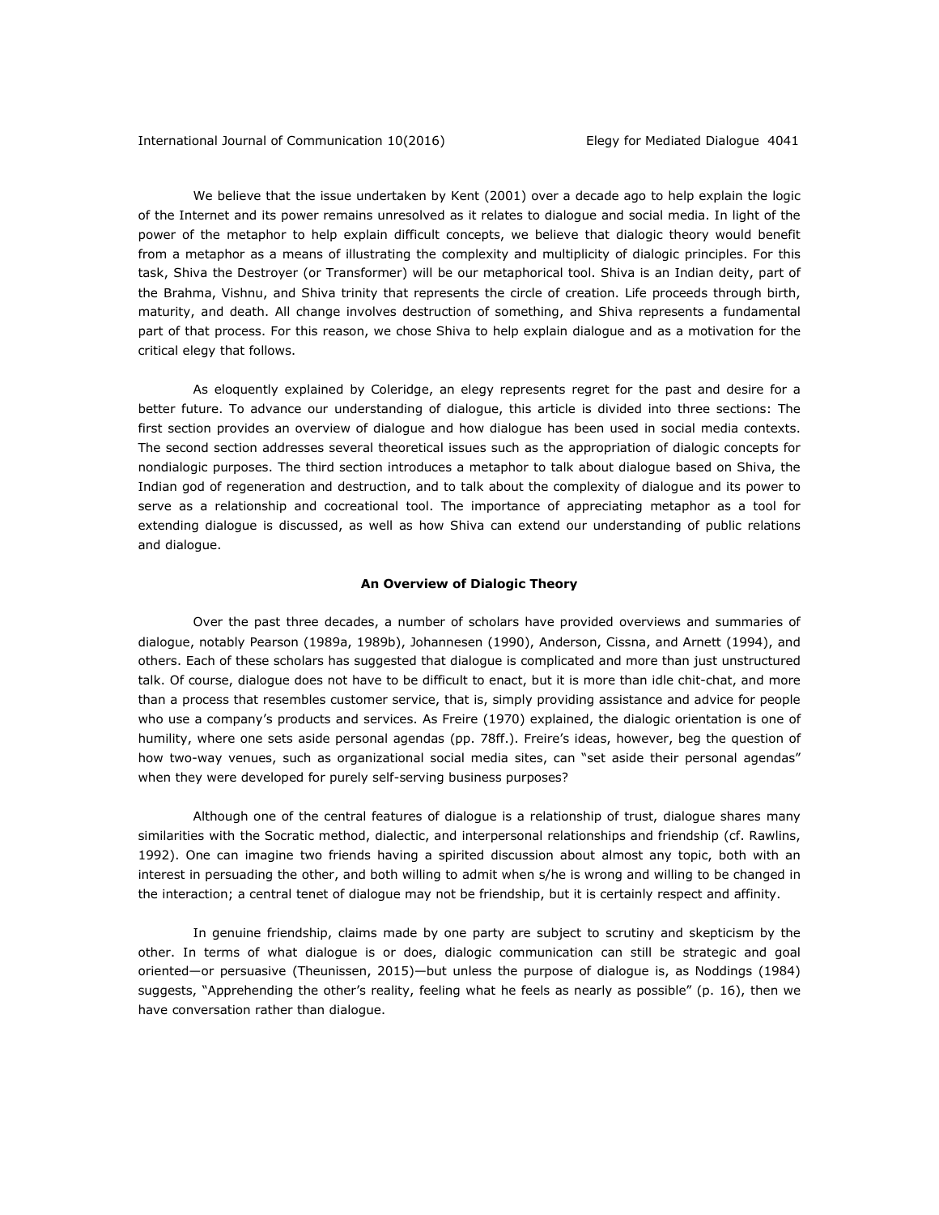We believe that the issue undertaken by Kent (2001) over a decade ago to help explain the logic of the Internet and its power remains unresolved as it relates to dialogue and social media. In light of the power of the metaphor to help explain difficult concepts, we believe that dialogic theory would benefit from a metaphor as a means of illustrating the complexity and multiplicity of dialogic principles. For this task, Shiva the Destroyer (or Transformer) will be our metaphorical tool. Shiva is an Indian deity, part of the Brahma, Vishnu, and Shiva trinity that represents the circle of creation. Life proceeds through birth, maturity, and death. All change involves destruction of something, and Shiva represents a fundamental part of that process. For this reason, we chose Shiva to help explain dialogue and as a motivation for the critical elegy that follows.

As eloquently explained by Coleridge, an elegy represents regret for the past and desire for a better future. To advance our understanding of dialogue, this article is divided into three sections: The first section provides an overview of dialogue and how dialogue has been used in social media contexts. The second section addresses several theoretical issues such as the appropriation of dialogic concepts for nondialogic purposes. The third section introduces a metaphor to talk about dialogue based on Shiva, the Indian god of regeneration and destruction, and to talk about the complexity of dialogue and its power to serve as a relationship and cocreational tool. The importance of appreciating metaphor as a tool for extending dialogue is discussed, as well as how Shiva can extend our understanding of public relations and dialogue.

## An Overview of Dialogic Theory

Over the past three decades, a number of scholars have provided overviews and summaries of dialogue, notably Pearson (1989a, 1989b), Johannesen (1990), Anderson, Cissna, and Arnett (1994), and others. Each of these scholars has suggested that dialogue is complicated and more than just unstructured talk. Of course, dialogue does not have to be difficult to enact, but it is more than idle chit-chat, and more than a process that resembles customer service, that is, simply providing assistance and advice for people who use a company's products and services. As Freire (1970) explained, the dialogic orientation is one of humility, where one sets aside personal agendas (pp. 78ff.). Freire's ideas, however, beg the question of how two-way venues, such as organizational social media sites, can "set aside their personal agendas" when they were developed for purely self-serving business purposes?

Although one of the central features of dialogue is a relationship of trust, dialogue shares many similarities with the Socratic method, dialectic, and interpersonal relationships and friendship (cf. Rawlins, 1992). One can imagine two friends having a spirited discussion about almost any topic, both with an interest in persuading the other, and both willing to admit when s/he is wrong and willing to be changed in the interaction; a central tenet of dialogue may not be friendship, but it is certainly respect and affinity.

In genuine friendship, claims made by one party are subject to scrutiny and skepticism by the other. In terms of what dialogue is or does, dialogic communication can still be strategic and goal oriented—or persuasive (Theunissen, 2015)—but unless the purpose of dialogue is, as Noddings (1984) suggests, "Apprehending the other's reality, feeling what he feels as nearly as possible" (p. 16), then we have conversation rather than dialogue.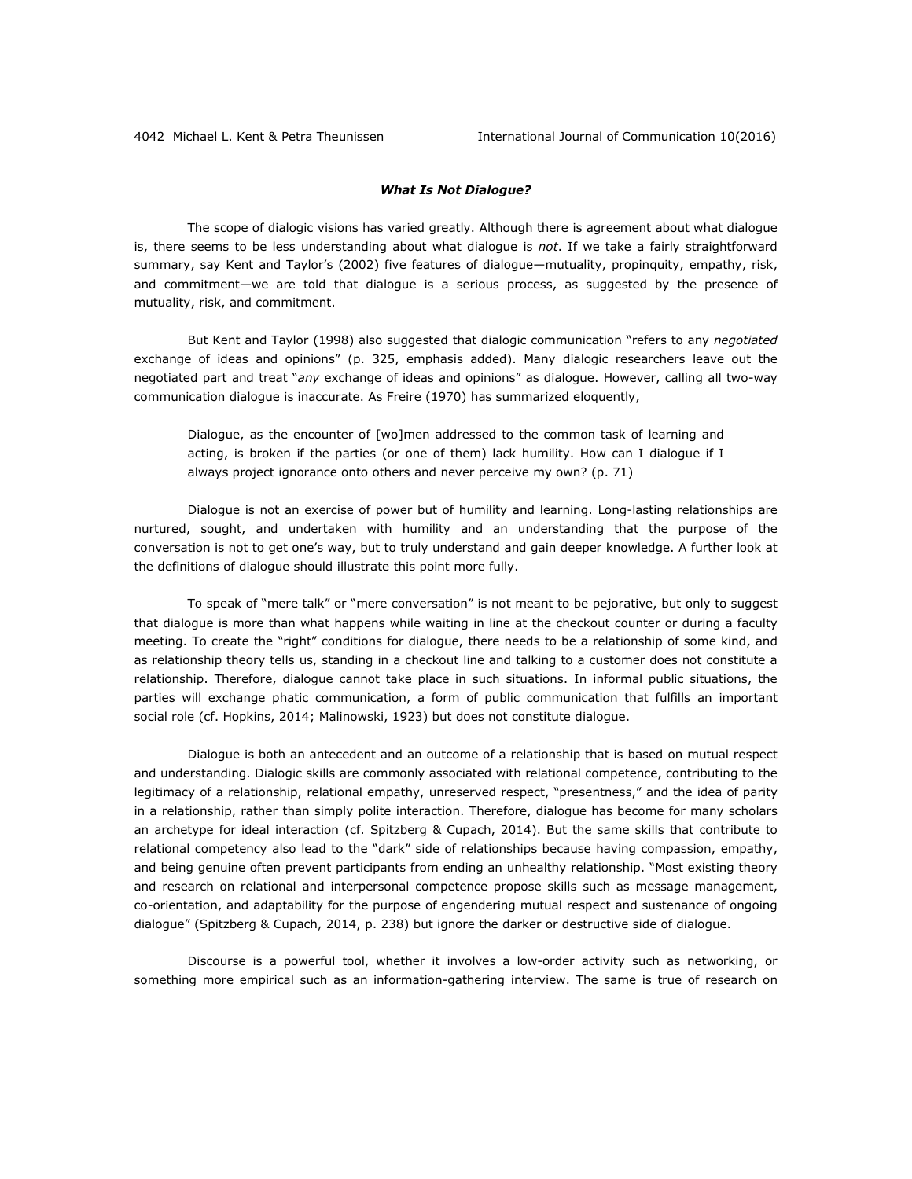### *What Is Not Dialogue?*

The scope of dialogic visions has varied greatly. Although there is agreement about what dialogue is, there seems to be less understanding about what dialogue is *not*. If we take a fairly straightforward summary, say Kent and Taylor's (2002) five features of dialogue—mutuality, propinquity, empathy, risk, and commitment—we are told that dialogue is a serious process, as suggested by the presence of mutuality, risk, and commitment.

But Kent and Taylor (1998) also suggested that dialogic communication "refers to any *negotiated* exchange of ideas and opinions" (p. 325, emphasis added). Many dialogic researchers leave out the negotiated part and treat "*any* exchange of ideas and opinions" as dialogue. However, calling all two-way communication dialogue is inaccurate. As Freire (1970) has summarized eloquently,

> Dialogue, as the encounter of [wo]men addressed to the common task of learning and acting, is broken if the parties (or one of them) lack humility. How can I dialogue if I always project ignorance onto others and never perceive my own? (p. 71)

Dialogue is not an exercise of power but of humility and learning. Long-lasting relationships are nurtured, sought, and undertaken with humility and an understanding that the purpose of the conversation is not to get one's way, but to truly understand and gain deeper knowledge. A further look at the definitions of dialogue should illustrate this point more fully.

To speak of "mere talk" or "mere conversation" is not meant to be pejorative, but only to suggest that dialogue is more than what happens while waiting in line at the checkout counter or during a faculty meeting. To create the "right" conditions for dialogue, there needs to be a relationship of some kind, and as relationship theory tells us, standing in a checkout line and talking to a customer does not constitute a relationship. Therefore, dialogue cannot take place in such situations. In informal public situations, the parties will exchange phatic communication, a form of public communication that fulfills an important social role (cf. Hopkins, 2014; Malinowski, 1923) but does not constitute dialogue.

Dialogue is both an antecedent and an outcome of a relationship that is based on mutual respect and understanding. Dialogic skills are commonly associated with relational competence, contributing to the legitimacy of a relationship, relational empathy, unreserved respect, "presentness," and the idea of parity in a relationship, rather than simply polite interaction. Therefore, dialogue has become for many scholars an archetype for ideal interaction (cf. Spitzberg & Cupach, 2014). But the same skills that contribute to relational competency also lead to the "dark" side of relationships because having compassion, empathy, and being genuine often prevent participants from ending an unhealthy relationship. "Most existing theory and research on relational and interpersonal competence propose skills such as message management, co-orientation, and adaptability for the purpose of engendering mutual respect and sustenance of ongoing dialogue" (Spitzberg & Cupach, 2014, p. 238) but ignore the darker or destructive side of dialogue.

Discourse is a powerful tool, whether it involves a low-order activity such as networking, or something more empirical such as an information-gathering interview. The same is true of research on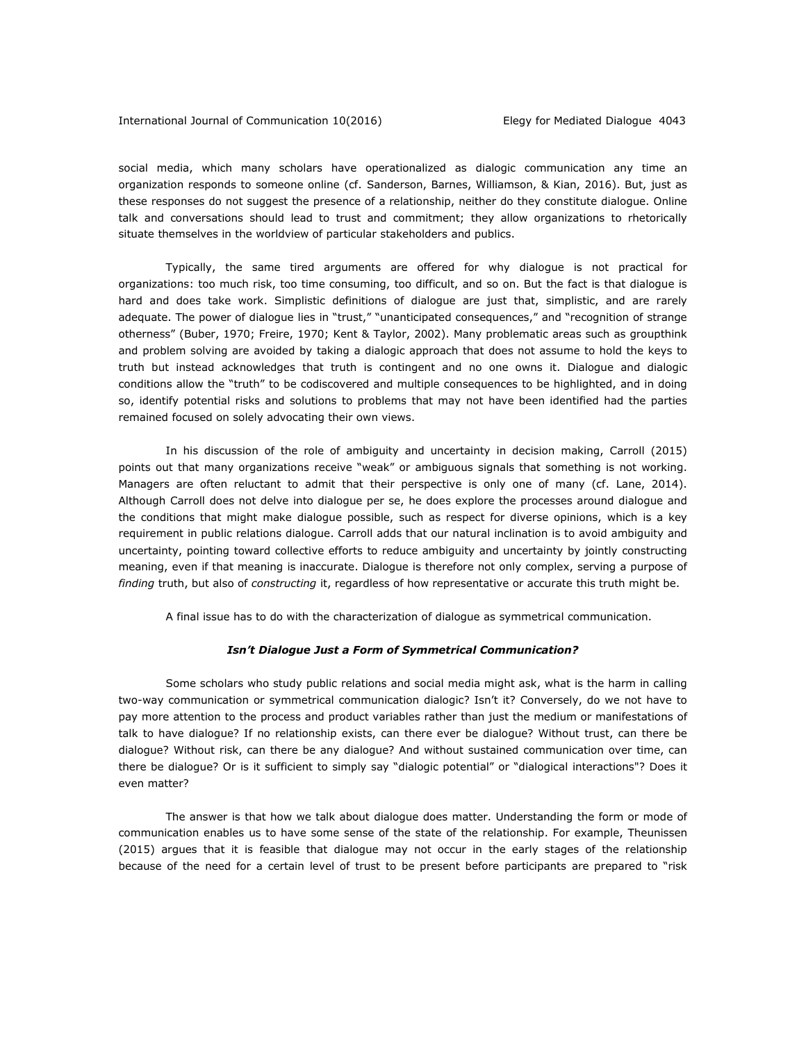social media, which many scholars have operationalized as dialogic communication any time an organization responds to someone online (cf. Sanderson, Barnes, Williamson, & Kian, 2016). But, just as these responses do not suggest the presence of a relationship, neither do they constitute dialogue. Online talk and conversations should lead to trust and commitment; they allow organizations to rhetorically situate themselves in the worldview of particular stakeholders and publics.

Typically, the same tired arguments are offered for why dialogue is not practical for organizations: too much risk, too time consuming, too difficult, and so on. But the fact is that dialogue is hard and does take work. Simplistic definitions of dialogue are just that, simplistic, and are rarely adequate. The power of dialogue lies in "trust," "unanticipated consequences," and "recognition of strange otherness" (Buber, 1970; Freire, 1970; Kent & Taylor, 2002). Many problematic areas such as groupthink and problem solving are avoided by taking a dialogic approach that does not assume to hold the keys to truth but instead acknowledges that truth is contingent and no one owns it. Dialogue and dialogic conditions allow the "truth" to be codiscovered and multiple consequences to be highlighted, and in doing so, identify potential risks and solutions to problems that may not have been identified had the parties remained focused on solely advocating their own views.

In his discussion of the role of ambiguity and uncertainty in decision making, Carroll (2015) points out that many organizations receive "weak" or ambiguous signals that something is not working. Managers are often reluctant to admit that their perspective is only one of many (cf. Lane, 2014). Although Carroll does not delve into dialogue per se, he does explore the processes around dialogue and the conditions that might make dialogue possible, such as respect for diverse opinions, which is a key requirement in public relations dialogue. Carroll adds that our natural inclination is to avoid ambiguity and uncertainty, pointing toward collective efforts to reduce ambiguity and uncertainty by jointly constructing meaning, even if that meaning is inaccurate. Dialogue is therefore not only complex, serving a purpose of *finding* truth, but also of *constructing* it, regardless of how representative or accurate this truth might be.

A final issue has to do with the characterization of dialogue as symmetrical communication.

### *Isn't Dialogue Just a Form of Symmetrical Communication?*

Some scholars who study public relations and social media might ask, what is the harm in calling two-way communication or symmetrical communication dialogic? Isn't it? Conversely, do we not have to pay more attention to the process and product variables rather than just the medium or manifestations of talk to have dialogue? If no relationship exists, can there ever be dialogue? Without trust, can there be dialogue? Without risk, can there be any dialogue? And without sustained communication over time, can there be dialogue? Or is it sufficient to simply say "dialogic potential" or "dialogical interactions"? Does it even matter?

The answer is that how we talk about dialogue does matter. Understanding the form or mode of communication enables us to have some sense of the state of the relationship. For example, Theunissen (2015) argues that it is feasible that dialogue may not occur in the early stages of the relationship because of the need for a certain level of trust to be present before participants are prepared to "risk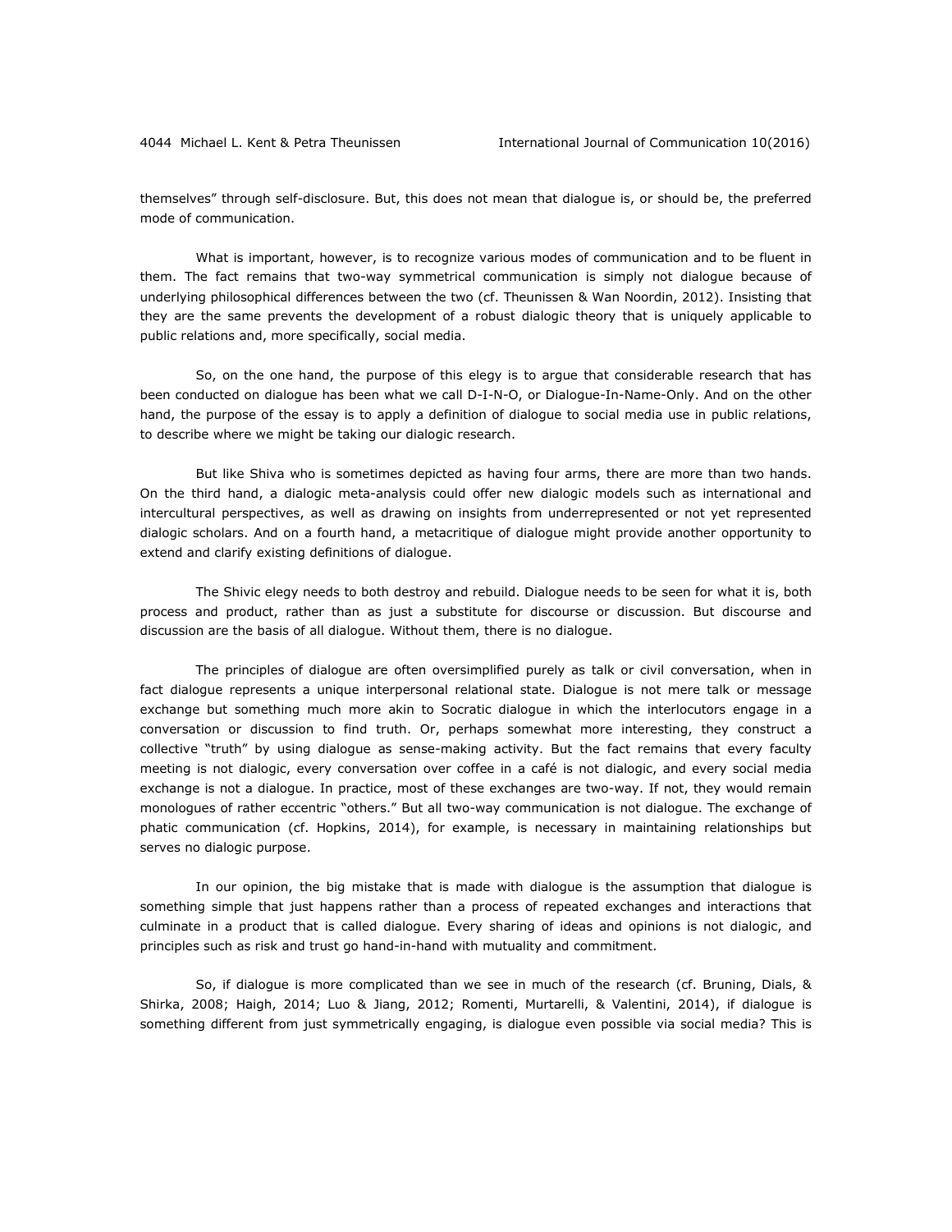themselves" through self-disclosure. But, this does not mean that dialogue is, or should be, the preferred mode of communication.

What is important, however, is to recognize various modes of communication and to be fluent in them. The fact remains that two-way symmetrical communication is simply not dialogue because of underlying philosophical differences between the two (cf. Theunissen & Wan Noordin, 2012). Insisting that they are the same prevents the development of a robust dialogic theory that is uniquely applicable to public relations and, more specifically, social media.

So, on the one hand, the purpose of this elegy is to argue that considerable research that has been conducted on dialogue has been what we call D-I-N-O, or Dialogue-In-Name-Only. And on the other hand, the purpose of the essay is to apply a definition of dialogue to social media use in public relations, to describe where we might be taking our dialogic research.

But like Shiva who is sometimes depicted as having four arms, there are more than two hands. On the third hand, a dialogic meta-analysis could offer new dialogic models such as international and intercultural perspectives, as well as drawing on insights from underrepresented or not yet represented dialogic scholars. And on a fourth hand, a metacritique of dialogue might provide another opportunity to extend and clarify existing definitions of dialogue.

The Shivic elegy needs to both destroy and rebuild. Dialogue needs to be seen for what it is, both process and product, rather than as just a substitute for discourse or discussion. But discourse and discussion are the basis of all dialogue. Without them, there is no dialogue.

The principles of dialogue are often oversimplified purely as talk or civil conversation, when in fact dialogue represents a unique interpersonal relational state. Dialogue is not mere talk or message exchange but something much more akin to Socratic dialogue in which the interlocutors engage in a conversation or discussion to find truth. Or, perhaps somewhat more interesting, they construct a collective "truth" by using dialogue as sense-making activity. But the fact remains that every faculty meeting is not dialogic, every conversation over coffee in a café is not dialogic, and every social media exchange is not a dialogue. In practice, most of these exchanges are two-way. If not, they would remain monologues of rather eccentric "others." But all two-way communication is not dialogue. The exchange of phatic communication (cf. Hopkins, 2014), for example, is necessary in maintaining relationships but serves no dialogic purpose.

In our opinion, the big mistake that is made with dialogue is the assumption that dialogue is something simple that just happens rather than a process of repeated exchanges and interactions that culminate in a product that is called dialogue. Every sharing of ideas and opinions is not dialogic, and principles such as risk and trust go hand-in-hand with mutuality and commitment.

So, if dialogue is more complicated than we see in much of the research (cf. Bruning, Dials, & Shirka, 2008; Haigh, 2014; Luo & Jiang, 2012; Romenti, Murtarelli, & Valentini, 2014), if dialogue is something different from just symmetrically engaging, is dialogue even possible via social media? This is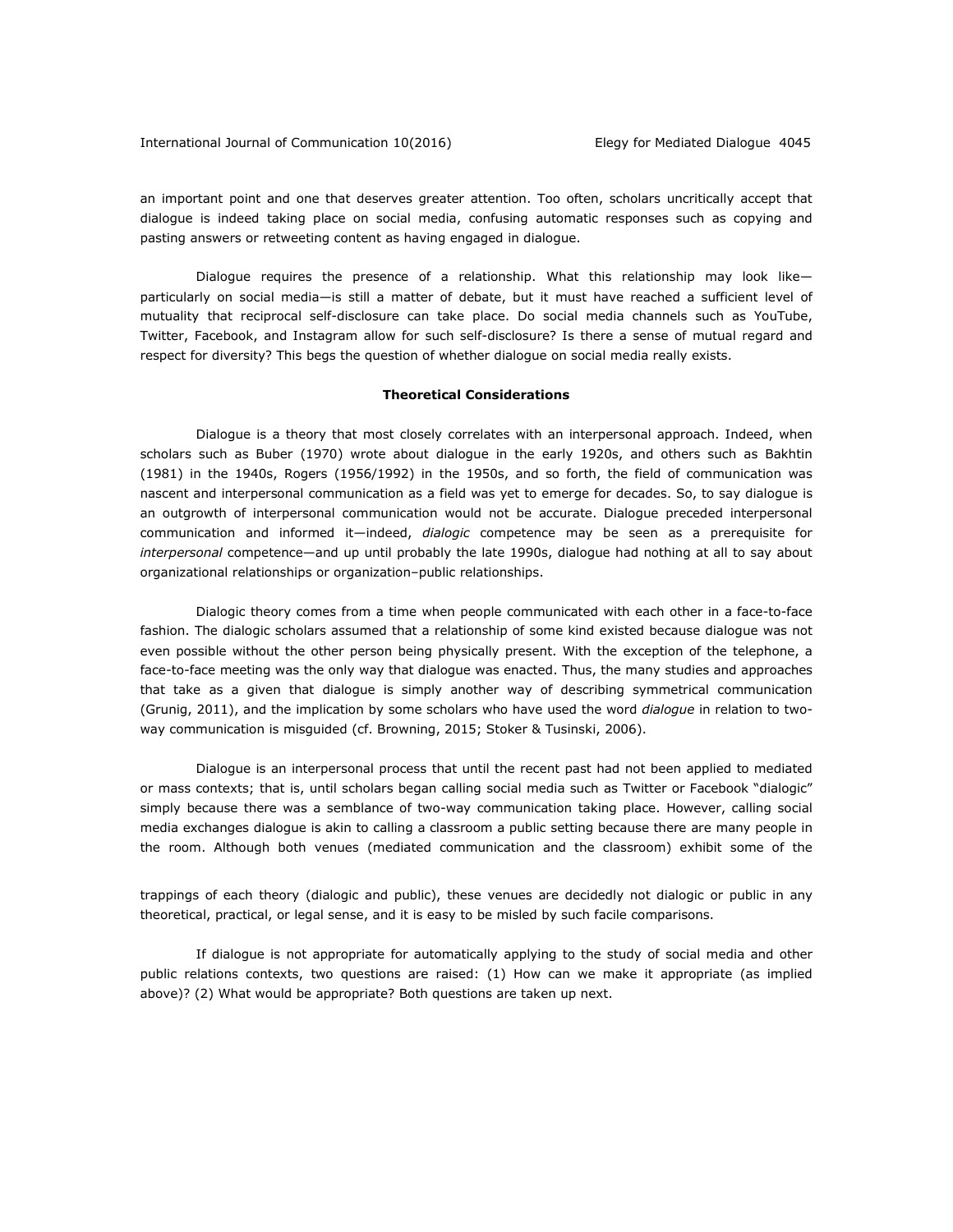an important point and one that deserves greater attention. Too often, scholars uncritically accept that dialogue is indeed taking place on social media, confusing automatic responses such as copying and pasting answers or retweeting content as having engaged in dialogue.

Dialogue requires the presence of a relationship. What this relationship may look like—particularly on social media—is still a matter of debate, but it must have reached a sufficient level of mutuality that reciprocal self-disclosure can take place. Do social media channels such as YouTube, Twitter, Facebook, and Instagram allow for such self-disclosure? Is there a sense of mutual regard and respect for diversity? This begs the question of whether dialogue on social media really exists.

## Theoretical Considerations

Dialogue is a theory that most closely correlates with an interpersonal approach. Indeed, when scholars such as Buber (1970) wrote about dialogue in the early 1920s, and others such as Bakhtin (1981) in the 1940s, Rogers (1956/1992) in the 1950s, and so forth, the field of communication was nascent and interpersonal communication as a field was yet to emerge for decades. So, to say dialogue is an outgrowth of interpersonal communication would not be accurate. Dialogue preceded interpersonal communication and informed it—indeed, *dialogic* competence may be seen as a prerequisite for *interpersonal* competence—and up until probably the late 1990s, dialogue had nothing at all to say about organizational relationships or organization–public relationships.

Dialogic theory comes from a time when people communicated with each other in a face-to-face fashion. The dialogic scholars assumed that a relationship of some kind existed because dialogue was not even possible without the other person being physically present. With the exception of the telephone, a face-to-face meeting was the only way that dialogue was enacted. Thus, the many studies and approaches that take as a given that dialogue is simply another way of describing symmetrical communication (Grunig, 2011), and the implication by some scholars who have used the word *dialogue* in relation to two-way communication is misguided (cf. Browning, 2015; Stoker & Tusinski, 2006).

Dialogue is an interpersonal process that until the recent past had not been applied to mediated or mass contexts; that is, until scholars began calling social media such as Twitter or Facebook "dialogic" simply because there was a semblance of two-way communication taking place. However, calling social media exchanges dialogue is akin to calling a classroom a public setting because there are many people in the room. Although both venues (mediated communication and the classroom) exhibit some of the trappings of each theory (dialogic and public), these venues are decidedly not dialogic or public in any theoretical, practical, or legal sense, and it is easy to be misled by such facile comparisons.

If dialogue is not appropriate for automatically applying to the study of social media and other public relations contexts, two questions are raised: (1) How can we make it appropriate (as implied above)? (2) What would be appropriate? Both questions are taken up next.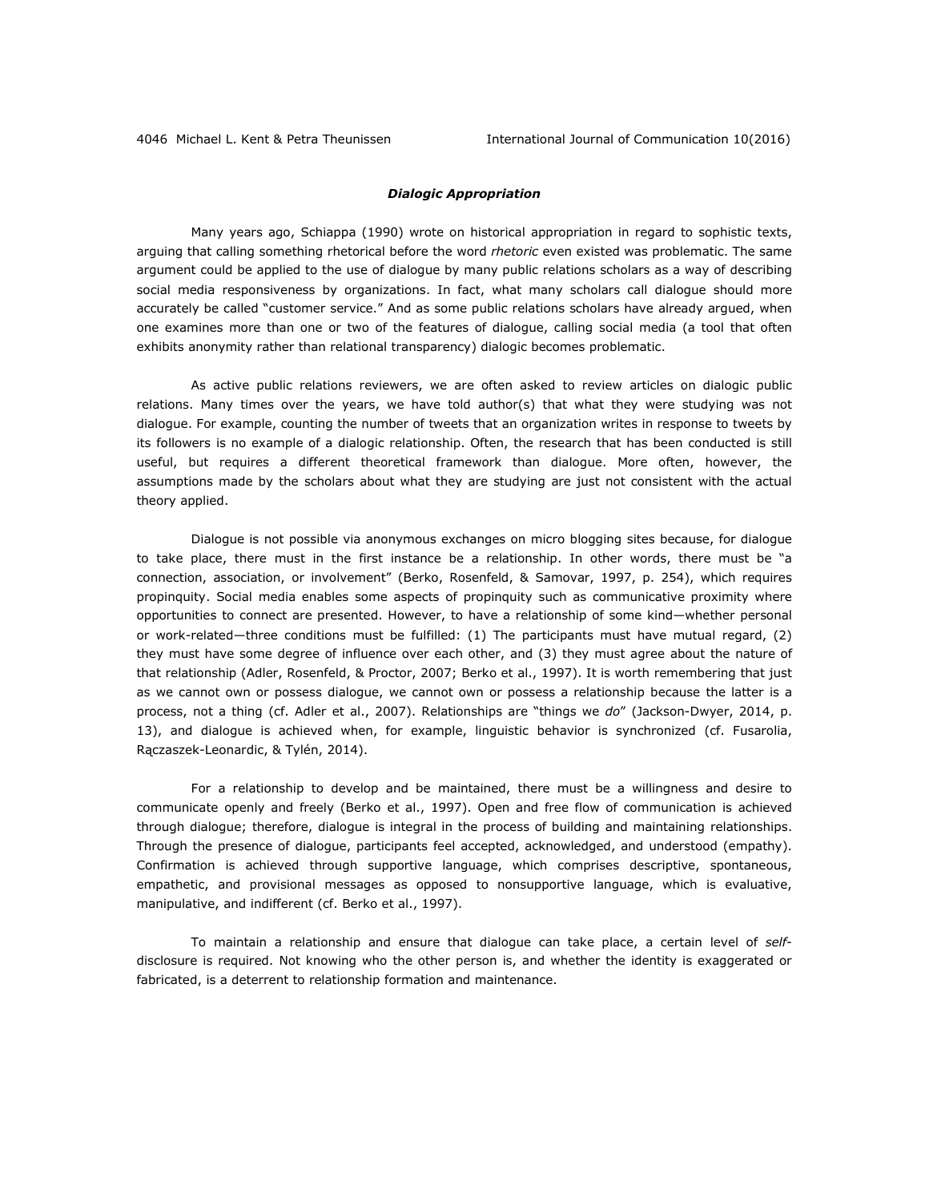### *Dialogic Appropriation*

Many years ago, Schiappa (1990) wrote on historical appropriation in regard to sophistic texts, arguing that calling something rhetorical before the word *rhetoric* even existed was problematic. The same argument could be applied to the use of dialogue by many public relations scholars as a way of describing social media responsiveness by organizations. In fact, what many scholars call dialogue should more accurately be called "customer service." And as some public relations scholars have already argued, when one examines more than one or two of the features of dialogue, calling social media (a tool that often exhibits anonymity rather than relational transparency) dialogic becomes problematic.

As active public relations reviewers, we are often asked to review articles on dialogic public relations. Many times over the years, we have told author(s) that what they were studying was not dialogue. For example, counting the number of tweets that an organization writes in response to tweets by its followers is no example of a dialogic relationship. Often, the research that has been conducted is still useful, but requires a different theoretical framework than dialogue. More often, however, the assumptions made by the scholars about what they are studying are just not consistent with the actual theory applied.

Dialogue is not possible via anonymous exchanges on micro blogging sites because, for dialogue to take place, there must in the first instance be a relationship. In other words, there must be "a connection, association, or involvement" (Berko, Rosenfeld, & Samovar, 1997, p. 254), which requires propinquity. Social media enables some aspects of propinquity such as communicative proximity where opportunities to connect are presented. However, to have a relationship of some kind—whether personal or work-related—three conditions must be fulfilled: (1) The participants must have mutual regard, (2) they must have some degree of influence over each other, and (3) they must agree about the nature of that relationship (Adler, Rosenfeld, & Proctor, 2007; Berko et al., 1997). It is worth remembering that just as we cannot own or possess dialogue, we cannot own or possess a relationship because the latter is a process, not a thing (cf. Adler et al., 2007). Relationships are "things we *do*" (Jackson-Dwyer, 2014, p. 13), and dialogue is achieved when, for example, linguistic behavior is synchronized (cf. Fusarolia, Rączaszek-Leonardic, & Tylén, 2014).

For a relationship to develop and be maintained, there must be a willingness and desire to communicate openly and freely (Berko et al., 1997). Open and free flow of communication is achieved through dialogue; therefore, dialogue is integral in the process of building and maintaining relationships. Through the presence of dialogue, participants feel accepted, acknowledged, and understood (empathy). Confirmation is achieved through supportive language, which comprises descriptive, spontaneous, empathetic, and provisional messages as opposed to nonsupportive language, which is evaluative, manipulative, and indifferent (cf. Berko et al., 1997).

To maintain a relationship and ensure that dialogue can take place, a certain level of *self*-disclosure is required. Not knowing who the other person is, and whether the identity is exaggerated or fabricated, is a deterrent to relationship formation and maintenance.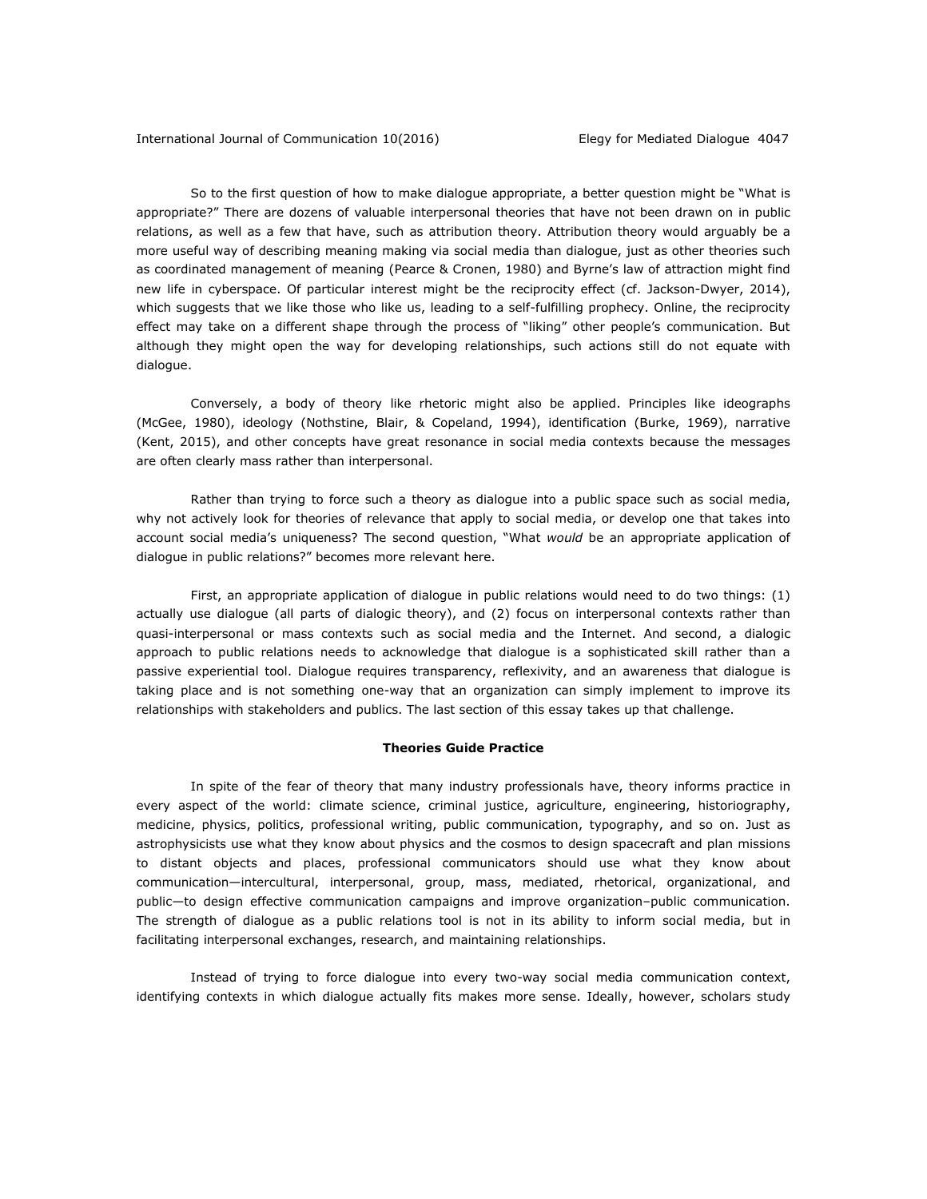So to the first question of how to make dialogue appropriate, a better question might be "What is appropriate?" There are dozens of valuable interpersonal theories that have not been drawn on in public relations, as well as a few that have, such as attribution theory. Attribution theory would arguably be a more useful way of describing meaning making via social media than dialogue, just as other theories such as coordinated management of meaning (Pearce & Cronen, 1980) and Byrne's law of attraction might find new life in cyberspace. Of particular interest might be the reciprocity effect (cf. Jackson-Dwyer, 2014), which suggests that we like those who like us, leading to a self-fulfilling prophecy. Online, the reciprocity effect may take on a different shape through the process of "liking" other people's communication. But although they might open the way for developing relationships, such actions still do not equate with dialogue.

Conversely, a body of theory like rhetoric might also be applied. Principles like ideographs (McGee, 1980), ideology (Nothstine, Blair, & Copeland, 1994), identification (Burke, 1969), narrative (Kent, 2015), and other concepts have great resonance in social media contexts because the messages are often clearly mass rather than interpersonal.

Rather than trying to force such a theory as dialogue into a public space such as social media, why not actively look for theories of relevance that apply to social media, or develop one that takes into account social media's uniqueness? The second question, "What *would* be an appropriate application of dialogue in public relations?" becomes more relevant here.

First, an appropriate application of dialogue in public relations would need to do two things: (1) actually use dialogue (all parts of dialogic theory), and (2) focus on interpersonal contexts rather than quasi-interpersonal or mass contexts such as social media and the Internet. And second, a dialogic approach to public relations needs to acknowledge that dialogue is a sophisticated skill rather than a passive experiential tool. Dialogue requires transparency, reflexivity, and an awareness that dialogue is taking place and is not something one-way that an organization can simply implement to improve its relationships with stakeholders and publics. The last section of this essay takes up that challenge.

## Theories Guide Practice

In spite of the fear of theory that many industry professionals have, theory informs practice in every aspect of the world: climate science, criminal justice, agriculture, engineering, historiography, medicine, physics, politics, professional writing, public communication, typography, and so on. Just as astrophysicists use what they know about physics and the cosmos to design spacecraft and plan missions to distant objects and places, professional communicators should use what they know about communication—intercultural, interpersonal, group, mass, mediated, rhetorical, organizational, and public—to design effective communication campaigns and improve organization–public communication. The strength of dialogue as a public relations tool is not in its ability to inform social media, but in facilitating interpersonal exchanges, research, and maintaining relationships.

Instead of trying to force dialogue into every two-way social media communication context, identifying contexts in which dialogue actually fits makes more sense. Ideally, however, scholars study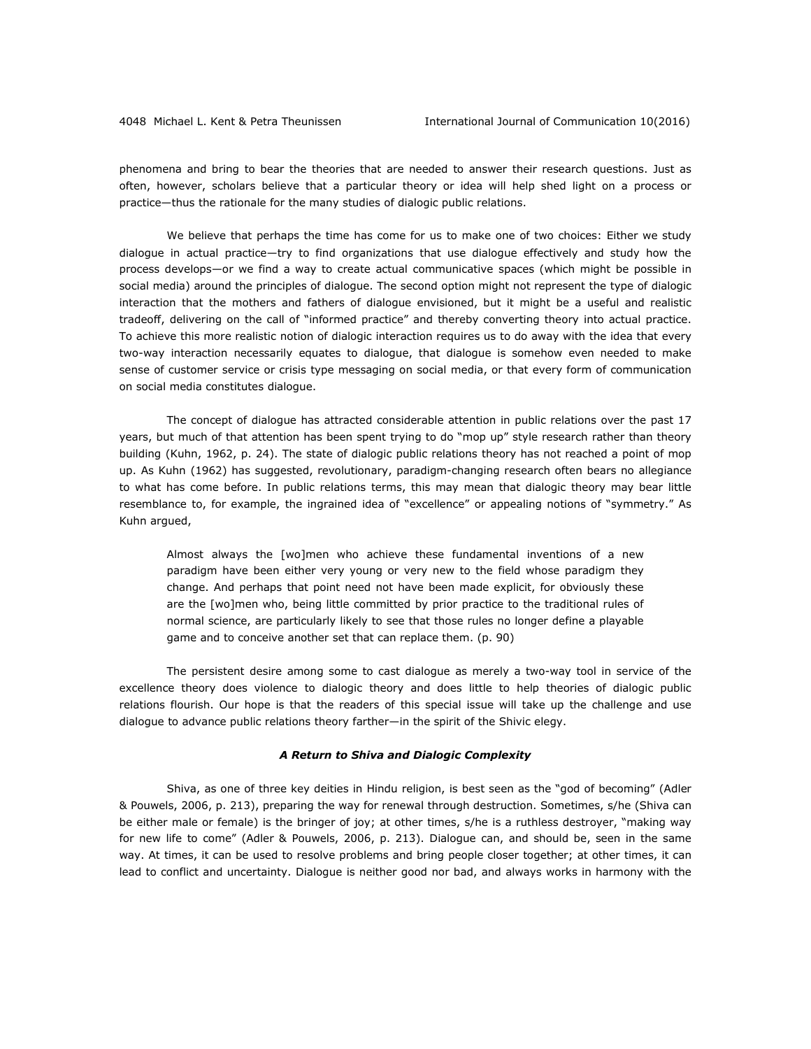phenomena and bring to bear the theories that are needed to answer their research questions. Just as often, however, scholars believe that a particular theory or idea will help shed light on a process or practice—thus the rationale for the many studies of dialogic public relations.

We believe that perhaps the time has come for us to make one of two choices: Either we study dialogue in actual practice—try to find organizations that use dialogue effectively and study how the process develops—or we find a way to create actual communicative spaces (which might be possible in social media) around the principles of dialogue. The second option might not represent the type of dialogic interaction that the mothers and fathers of dialogue envisioned, but it might be a useful and realistic tradeoff, delivering on the call of "informed practice" and thereby converting theory into actual practice. To achieve this more realistic notion of dialogic interaction requires us to do away with the idea that every two-way interaction necessarily equates to dialogue, that dialogue is somehow even needed to make sense of customer service or crisis type messaging on social media, or that every form of communication on social media constitutes dialogue.

The concept of dialogue has attracted considerable attention in public relations over the past 17 years, but much of that attention has been spent trying to do "mop up" style research rather than theory building (Kuhn, 1962, p. 24). The state of dialogic public relations theory has not reached a point of mop up. As Kuhn (1962) has suggested, revolutionary, paradigm-changing research often bears no allegiance to what has come before. In public relations terms, this may mean that dialogic theory may bear little resemblance to, for example, the ingrained idea of "excellence" or appealing notions of "symmetry." As Kuhn argued,

> Almost always the [wo]men who achieve these fundamental inventions of a new paradigm have been either very young or very new to the field whose paradigm they change. And perhaps that point need not have been made explicit, for obviously these are the [wo]men who, being little committed by prior practice to the traditional rules of normal science, are particularly likely to see that those rules no longer define a playable game and to conceive another set that can replace them. (p. 90)

The persistent desire among some to cast dialogue as merely a two-way tool in service of the excellence theory does violence to dialogic theory and does little to help theories of dialogic public relations flourish. Our hope is that the readers of this special issue will take up the challenge and use dialogue to advance public relations theory farther—in the spirit of the Shivic elegy.

### *A Return to Shiva and Dialogic Complexity*

Shiva, as one of three key deities in Hindu religion, is best seen as the "god of becoming" (Adler & Pouwels, 2006, p. 213), preparing the way for renewal through destruction. Sometimes, s/he (Shiva can be either male or female) is the bringer of joy; at other times, s/he is a ruthless destroyer, "making way for new life to come" (Adler & Pouwels, 2006, p. 213). Dialogue can, and should be, seen in the same way. At times, it can be used to resolve problems and bring people closer together; at other times, it can lead to conflict and uncertainty. Dialogue is neither good nor bad, and always works in harmony with the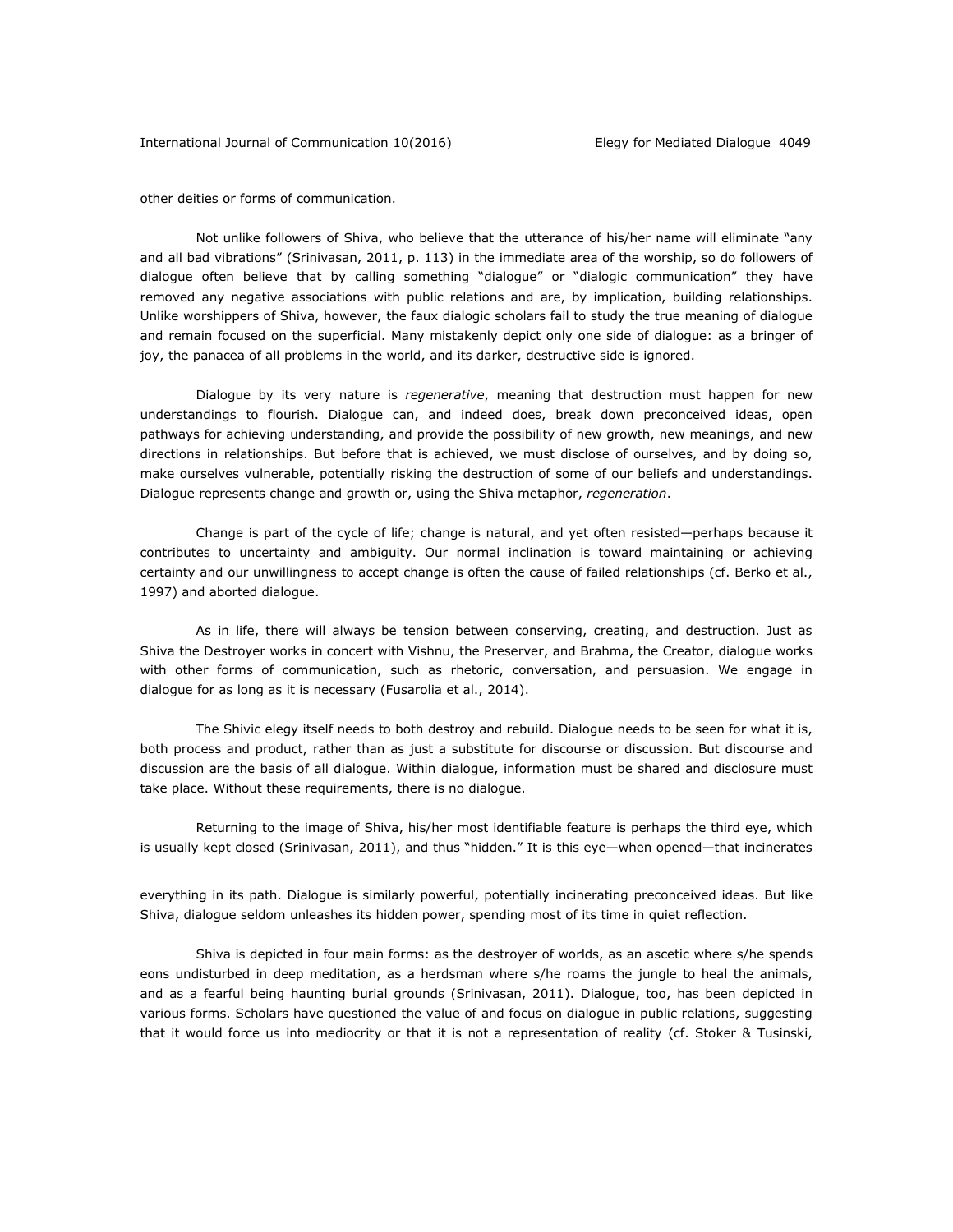other deities or forms of communication.

Not unlike followers of Shiva, who believe that the utterance of his/her name will eliminate "any and all bad vibrations" (Srinivasan, 2011, p. 113) in the immediate area of the worship, so do followers of dialogue often believe that by calling something "dialogue" or "dialogic communication" they have removed any negative associations with public relations and are, by implication, building relationships. Unlike worshippers of Shiva, however, the faux dialogic scholars fail to study the true meaning of dialogue and remain focused on the superficial. Many mistakenly depict only one side of dialogue: as a bringer of joy, the panacea of all problems in the world, and its darker, destructive side is ignored.

Dialogue by its very nature is *regenerative*, meaning that destruction must happen for new understandings to flourish. Dialogue can, and indeed does, break down preconceived ideas, open pathways for achieving understanding, and provide the possibility of new growth, new meanings, and new directions in relationships. But before that is achieved, we must disclose of ourselves, and by doing so, make ourselves vulnerable, potentially risking the destruction of some of our beliefs and understandings. Dialogue represents change and growth or, using the Shiva metaphor, *regeneration*.

Change is part of the cycle of life; change is natural, and yet often resisted—perhaps because it contributes to uncertainty and ambiguity. Our normal inclination is toward maintaining or achieving certainty and our unwillingness to accept change is often the cause of failed relationships (cf. Berko et al., 1997) and aborted dialogue.

As in life, there will always be tension between conserving, creating, and destruction. Just as Shiva the Destroyer works in concert with Vishnu, the Preserver, and Brahma, the Creator, dialogue works with other forms of communication, such as rhetoric, conversation, and persuasion. We engage in dialogue for as long as it is necessary (Fusarolia et al., 2014).

The Shivic elegy itself needs to both destroy and rebuild. Dialogue needs to be seen for what it is, both process and product, rather than as just a substitute for discourse or discussion. But discourse and discussion are the basis of all dialogue. Within dialogue, information must be shared and disclosure must take place. Without these requirements, there is no dialogue.

Returning to the image of Shiva, his/her most identifiable feature is perhaps the third eye, which is usually kept closed (Srinivasan, 2011), and thus "hidden." It is this eye—when opened—that incinerates everything in its path. Dialogue is similarly powerful, potentially incinerating preconceived ideas. But like Shiva, dialogue seldom unleashes its hidden power, spending most of its time in quiet reflection.

Shiva is depicted in four main forms: as the destroyer of worlds, as an ascetic where s/he spends eons undisturbed in deep meditation, as a herdsman where s/he roams the jungle to heal the animals, and as a fearful being haunting burial grounds (Srinivasan, 2011). Dialogue, too, has been depicted in various forms. Scholars have questioned the value of and focus on dialogue in public relations, suggesting that it would force us into mediocrity or that it is not a representation of reality (cf. Stoker & Tusinski,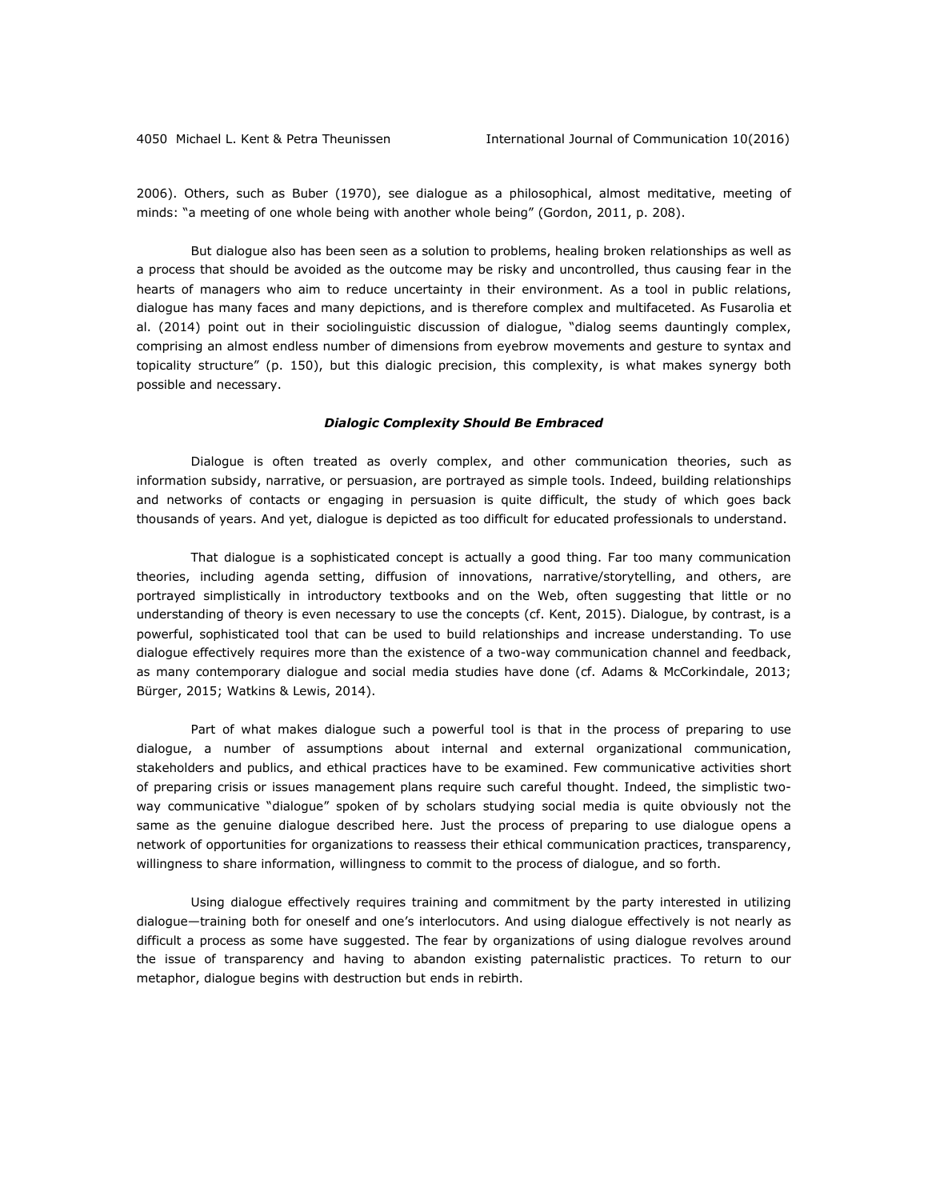2006). Others, such as Buber (1970), see dialogue as a philosophical, almost meditative, meeting of minds: "a meeting of one whole being with another whole being" (Gordon, 2011, p. 208).

But dialogue also has been seen as a solution to problems, healing broken relationships as well as a process that should be avoided as the outcome may be risky and uncontrolled, thus causing fear in the hearts of managers who aim to reduce uncertainty in their environment. As a tool in public relations, dialogue has many faces and many depictions, and is therefore complex and multifaceted. As Fusarolia et al. (2014) point out in their sociolinguistic discussion of dialogue, "dialog seems dauntingly complex, comprising an almost endless number of dimensions from eyebrow movements and gesture to syntax and topicality structure" (p. 150), but this dialogic precision, this complexity, is what makes synergy both possible and necessary.

### *Dialogic Complexity Should Be Embraced*

Dialogue is often treated as overly complex, and other communication theories, such as information subsidy, narrative, or persuasion, are portrayed as simple tools. Indeed, building relationships and networks of contacts or engaging in persuasion is quite difficult, the study of which goes back thousands of years. And yet, dialogue is depicted as too difficult for educated professionals to understand.

That dialogue is a sophisticated concept is actually a good thing. Far too many communication theories, including agenda setting, diffusion of innovations, narrative/storytelling, and others, are portrayed simplistically in introductory textbooks and on the Web, often suggesting that little or no understanding of theory is even necessary to use the concepts (cf. Kent, 2015). Dialogue, by contrast, is a powerful, sophisticated tool that can be used to build relationships and increase understanding. To use dialogue effectively requires more than the existence of a two-way communication channel and feedback, as many contemporary dialogue and social media studies have done (cf. Adams & McCorkindale, 2013; Bürger, 2015; Watkins & Lewis, 2014).

Part of what makes dialogue such a powerful tool is that in the process of preparing to use dialogue, a number of assumptions about internal and external organizational communication, stakeholders and publics, and ethical practices have to be examined. Few communicative activities short of preparing crisis or issues management plans require such careful thought. Indeed, the simplistic two-way communicative "dialogue" spoken of by scholars studying social media is quite obviously not the same as the genuine dialogue described here. Just the process of preparing to use dialogue opens a network of opportunities for organizations to reassess their ethical communication practices, transparency, willingness to share information, willingness to commit to the process of dialogue, and so forth.

Using dialogue effectively requires training and commitment by the party interested in utilizing dialogue—training both for oneself and one's interlocutors. And using dialogue effectively is not nearly as difficult a process as some have suggested. The fear by organizations of using dialogue revolves around the issue of transparency and having to abandon existing paternalistic practices. To return to our metaphor, dialogue begins with destruction but ends in rebirth.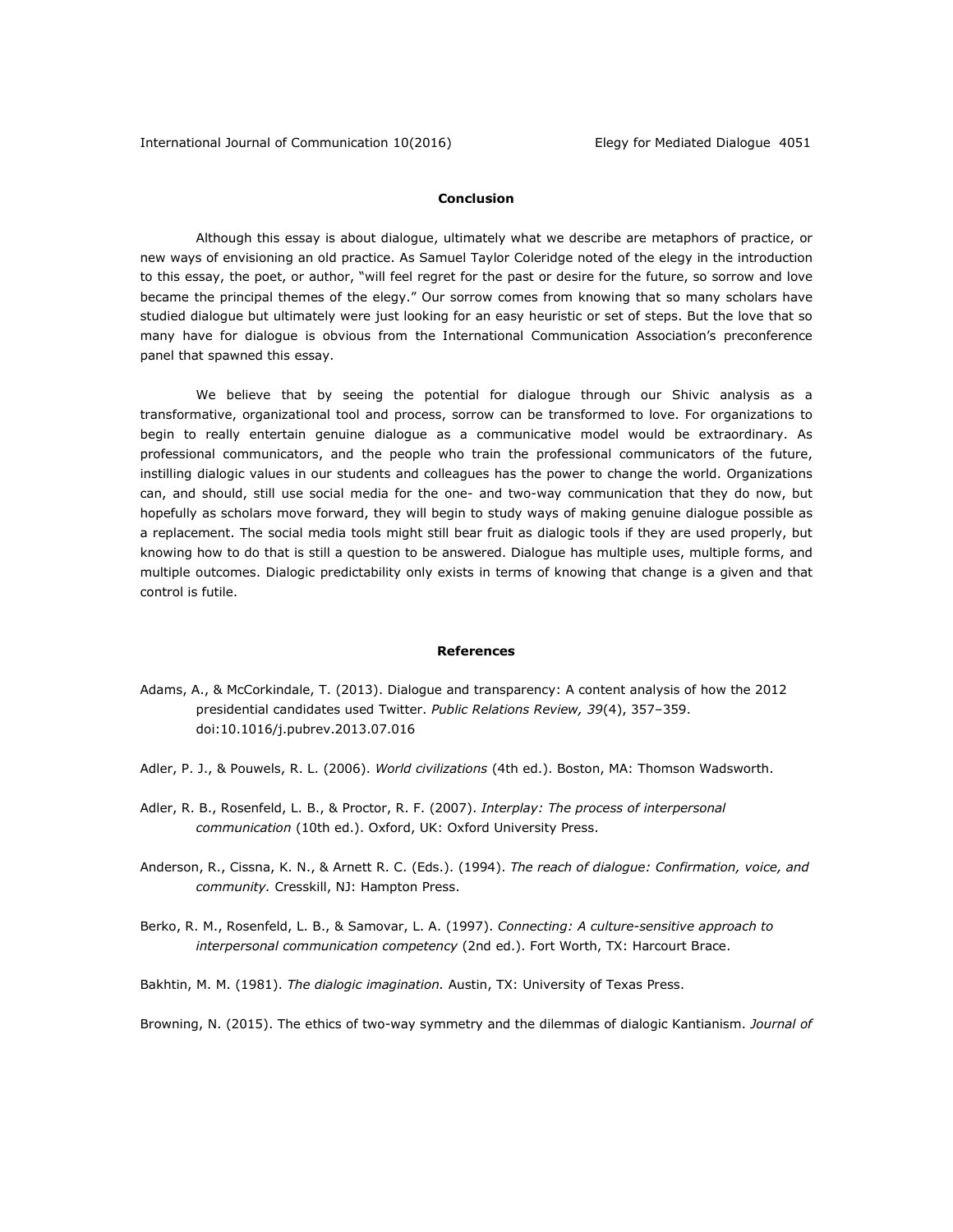## Conclusion

Although this essay is about dialogue, ultimately what we describe are metaphors of practice, or new ways of envisioning an old practice. As Samuel Taylor Coleridge noted of the elegy in the introduction to this essay, the poet, or author, "will feel regret for the past or desire for the future, so sorrow and love became the principal themes of the elegy." Our sorrow comes from knowing that so many scholars have studied dialogue but ultimately were just looking for an easy heuristic or set of steps. But the love that so many have for dialogue is obvious from the International Communication Association's preconference panel that spawned this essay.

We believe that by seeing the potential for dialogue through our Shivic analysis as a transformative, organizational tool and process, sorrow can be transformed to love. For organizations to begin to really entertain genuine dialogue as a communicative model would be extraordinary. As professional communicators, and the people who train the professional communicators of the future, instilling dialogic values in our students and colleagues has the power to change the world. Organizations can, and should, still use social media for the one- and two-way communication that they do now, but hopefully as scholars move forward, they will begin to study ways of making genuine dialogue possible as a replacement. The social media tools might still bear fruit as dialogic tools if they are used properly, but knowing how to do that is still a question to be answered. Dialogue has multiple uses, multiple forms, and multiple outcomes. Dialogic predictability only exists in terms of knowing that change is a given and that control is futile.

## References

Adams, A., & McCorkindale, T. (2013). Dialogue and transparency: A content analysis of how the 2012 presidential candidates used Twitter. *Public Relations Review, 39*(4), 357–359. doi:10.1016/j.pubrev.2013.07.016

Adler, P. J., & Pouwels, R. L. (2006). *World civilizations* (4th ed.). Boston, MA: Thomson Wadsworth.

Adler, R. B., Rosenfeld, L. B., & Proctor, R. F. (2007). *Interplay: The process of interpersonal communication* (10th ed.). Oxford, UK: Oxford University Press.

Anderson, R., Cissna, K. N., & Arnett R. C. (Eds.). (1994). *The reach of dialogue: Confirmation, voice, and community.* Cresskill, NJ: Hampton Press.

Berko, R. M., Rosenfeld, L. B., & Samovar, L. A. (1997). *Connecting: A culture-sensitive approach to interpersonal communication competency* (2nd ed.). Fort Worth, TX: Harcourt Brace.

Bakhtin, M. M. (1981). *The dialogic imagination.* Austin, TX: University of Texas Press.

Browning, N. (2015). The ethics of two-way symmetry and the dilemmas of dialogic Kantianism. *Journal of*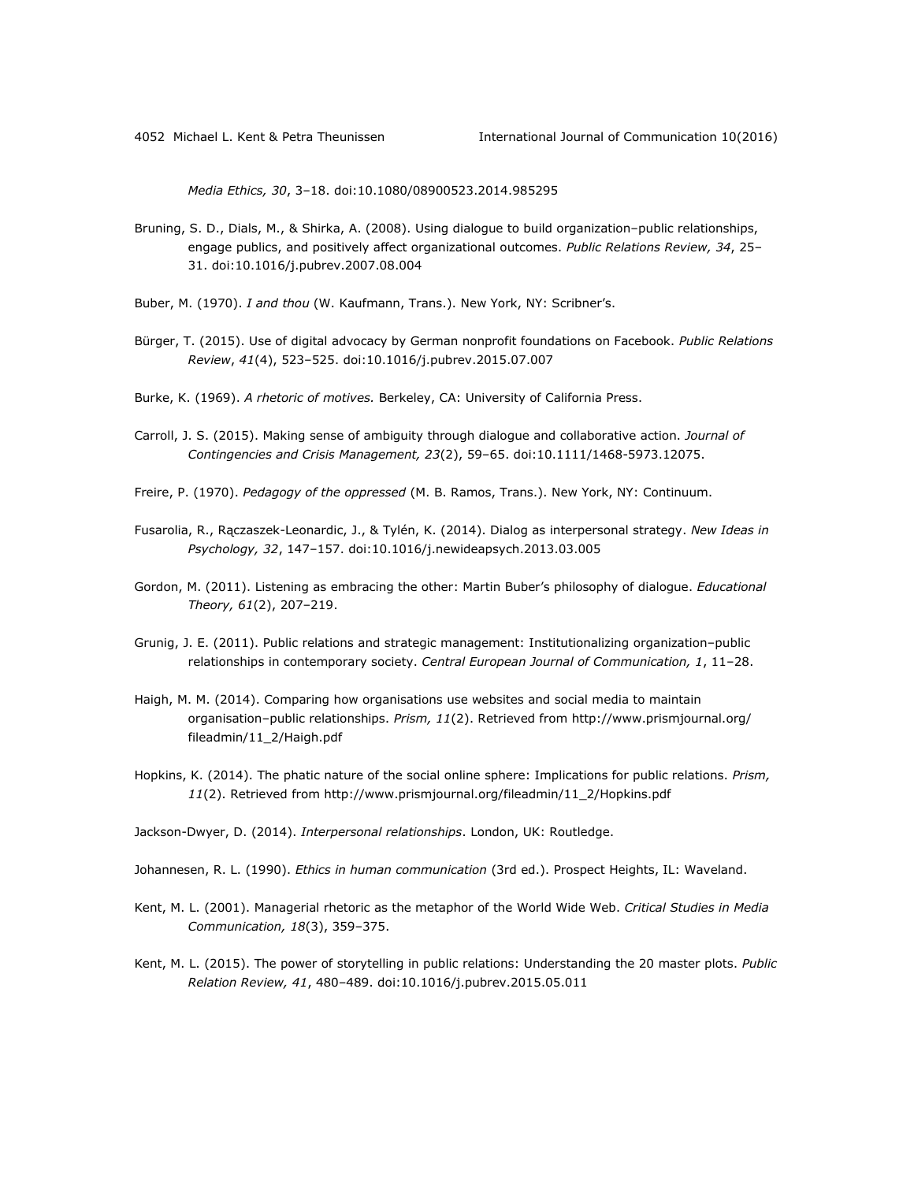*Media Ethics, 30*, 3–18. doi:10.1080/08900523.2014.985295

Bruning, S. D., Dials, M., & Shirka, A. (2008). Using dialogue to build organization–public relationships, engage publics, and positively affect organizational outcomes. *Public Relations Review, 34*, 25–31. doi:10.1016/j.pubrev.2007.08.004

Buber, M. (1970). *I and thou* (W. Kaufmann, Trans.). New York, NY: Scribner's.

Bürger, T. (2015). Use of digital advocacy by German nonprofit foundations on Facebook. *Public Relations Review*, *41*(4), 523–525. doi:10.1016/j.pubrev.2015.07.007

Burke, K. (1969). *A rhetoric of motives.* Berkeley, CA: University of California Press.

Carroll, J. S. (2015). Making sense of ambiguity through dialogue and collaborative action. *Journal of Contingencies and Crisis Management, 23*(2), 59–65. doi:10.1111/1468-5973.12075.

Freire, P. (1970). *Pedagogy of the oppressed* (M. B. Ramos, Trans.). New York, NY: Continuum.

Fusarolia, R., Rączaszek-Leonardic, J., & Tylén, K. (2014). Dialog as interpersonal strategy. *New Ideas in Psychology, 32*, 147–157. doi:10.1016/j.newideapsych.2013.03.005

Gordon, M. (2011). Listening as embracing the other: Martin Buber's philosophy of dialogue. *Educational Theory, 61*(2), 207–219.

Grunig, J. E. (2011). Public relations and strategic management: Institutionalizing organization–public relationships in contemporary society. *Central European Journal of Communication, 1*, 11–28.

Haigh, M. M. (2014). Comparing how organisations use websites and social media to maintain organisation–public relationships. *Prism, 11*(2). Retrieved from http://www.prismjournal.org/fileadmin/11_2/Haigh.pdf

Hopkins, K. (2014). The phatic nature of the social online sphere: Implications for public relations. *Prism, 11*(2). Retrieved from http://www.prismjournal.org/fileadmin/11_2/Hopkins.pdf

Jackson-Dwyer, D. (2014). *Interpersonal relationships*. London, UK: Routledge.

Johannesen, R. L. (1990). *Ethics in human communication* (3rd ed.). Prospect Heights, IL: Waveland.

Kent, M. L. (2001). Managerial rhetoric as the metaphor of the World Wide Web. *Critical Studies in Media Communication, 18*(3), 359–375.

Kent, M. L. (2015). The power of storytelling in public relations: Understanding the 20 master plots. *Public Relation Review, 41*, 480–489. doi:10.1016/j.pubrev.2015.05.011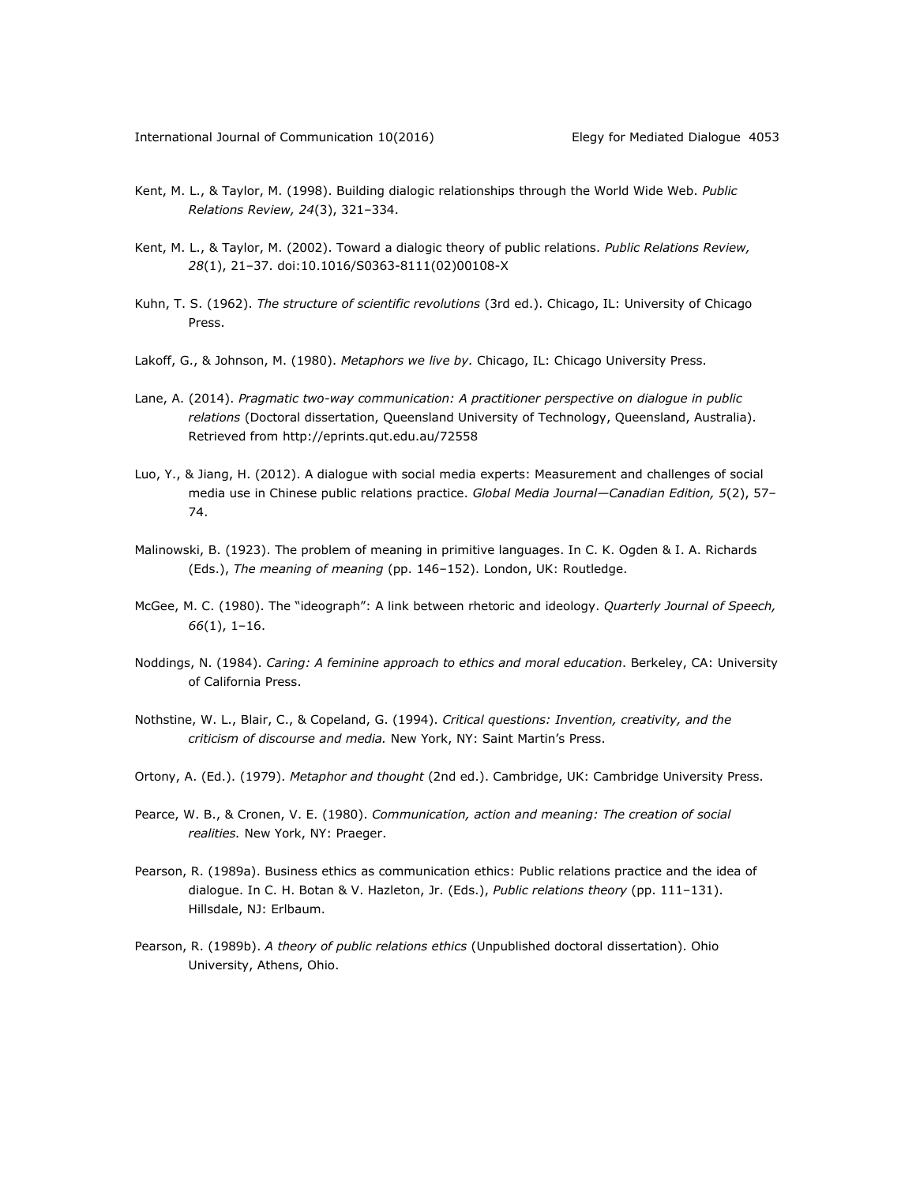Kent, M. L., & Taylor, M. (1998). Building dialogic relationships through the World Wide Web. *Public Relations Review, 24*(3), 321–334.

Kent, M. L., & Taylor, M. (2002). Toward a dialogic theory of public relations. *Public Relations Review, 28*(1), 21–37. doi:10.1016/S0363-8111(02)00108-X

Kuhn, T. S. (1962). *The structure of scientific revolutions* (3rd ed.). Chicago, IL: University of Chicago Press.

Lakoff, G., & Johnson, M. (1980). *Metaphors we live by.* Chicago, IL: Chicago University Press.

Lane, A. (2014). *Pragmatic two-way communication: A practitioner perspective on dialogue in public relations* (Doctoral dissertation, Queensland University of Technology, Queensland, Australia). Retrieved from http://eprints.qut.edu.au/72558

Luo, Y., & Jiang, H. (2012). A dialogue with social media experts: Measurement and challenges of social media use in Chinese public relations practice. *Global Media Journal—Canadian Edition, 5*(2), 57–74.

Malinowski, B. (1923). The problem of meaning in primitive languages. In C. K. Ogden & I. A. Richards (Eds.), *The meaning of meaning* (pp. 146–152). London, UK: Routledge.

McGee, M. C. (1980). The "ideograph": A link between rhetoric and ideology. *Quarterly Journal of Speech, 66*(1), 1–16.

Noddings, N. (1984). *Caring: A feminine approach to ethics and moral education*. Berkeley, CA: University of California Press.

Nothstine, W. L., Blair, C., & Copeland, G. (1994). *Critical questions: Invention, creativity, and the criticism of discourse and media.* New York, NY: Saint Martin's Press.

Ortony, A. (Ed.). (1979). *Metaphor and thought* (2nd ed.). Cambridge, UK: Cambridge University Press.

Pearce, W. B., & Cronen, V. E. (1980). *Communication, action and meaning: The creation of social realities.* New York, NY: Praeger.

Pearson, R. (1989a). Business ethics as communication ethics: Public relations practice and the idea of dialogue. In C. H. Botan & V. Hazleton, Jr. (Eds.), *Public relations theory* (pp. 111–131). Hillsdale, NJ: Erlbaum.

Pearson, R. (1989b). *A theory of public relations ethics* (Unpublished doctoral dissertation). Ohio University, Athens, Ohio.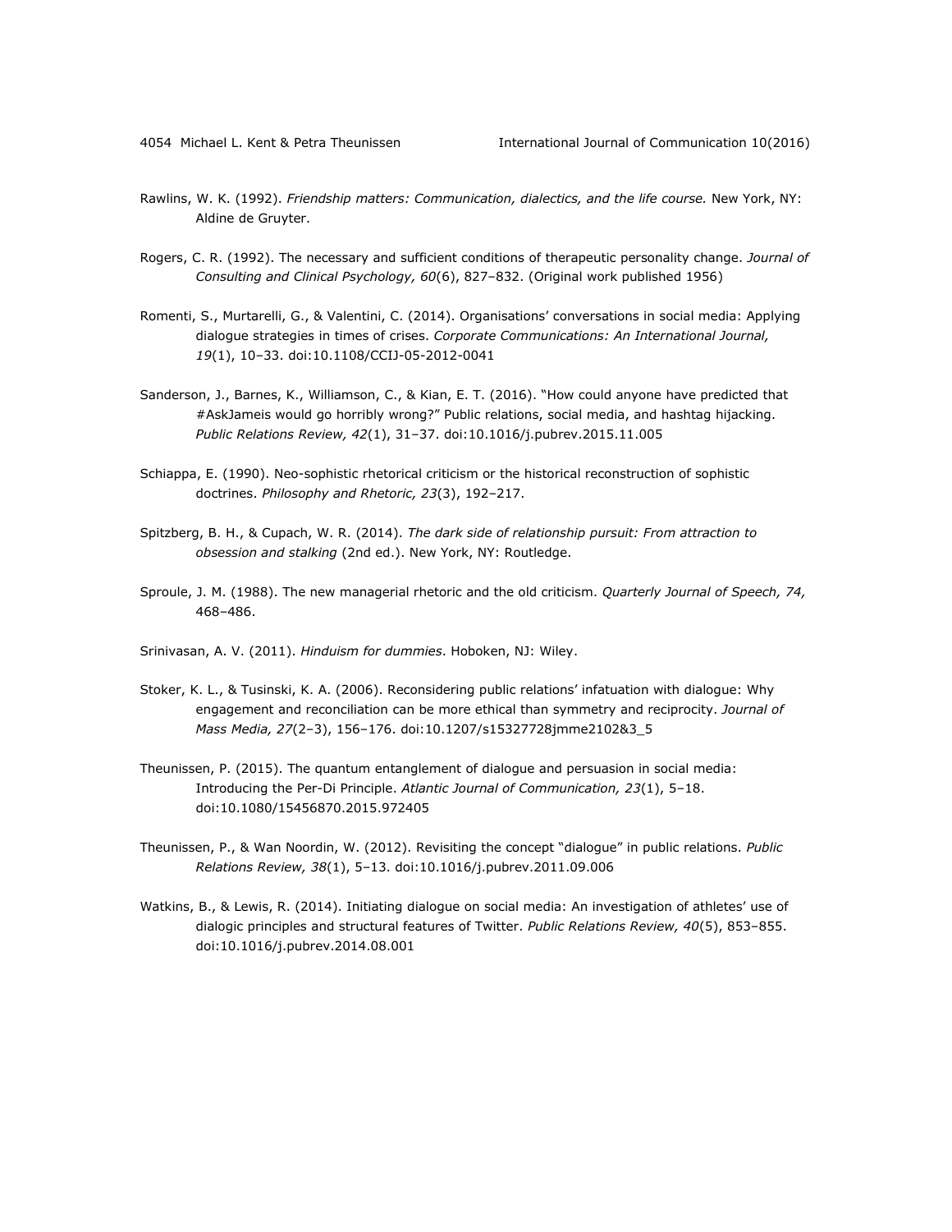Rawlins, W. K. (1992). *Friendship matters: Communication, dialectics, and the life course.* New York, NY: Aldine de Gruyter.

Rogers, C. R. (1992). The necessary and sufficient conditions of therapeutic personality change. *Journal of Consulting and Clinical Psychology, 60*(6), 827–832. (Original work published 1956)

Romenti, S., Murtarelli, G., & Valentini, C. (2014). Organisations' conversations in social media: Applying dialogue strategies in times of crises. *Corporate Communications: An International Journal, 19*(1), 10–33. doi:10.1108/CCIJ-05-2012-0041

Sanderson, J., Barnes, K., Williamson, C., & Kian, E. T. (2016). "How could anyone have predicted that #AskJameis would go horribly wrong?" Public relations, social media, and hashtag hijacking. *Public Relations Review, 42*(1), 31–37. doi:10.1016/j.pubrev.2015.11.005

Schiappa, E. (1990). Neo-sophistic rhetorical criticism or the historical reconstruction of sophistic doctrines. *Philosophy and Rhetoric, 23*(3), 192–217.

Spitzberg, B. H., & Cupach, W. R. (2014). *The dark side of relationship pursuit: From attraction to obsession and stalking* (2nd ed.). New York, NY: Routledge.

Sproule, J. M. (1988). The new managerial rhetoric and the old criticism. *Quarterly Journal of Speech, 74,* 468–486.

Srinivasan, A. V. (2011). *Hinduism for dummies*. Hoboken, NJ: Wiley.

Stoker, K. L., & Tusinski, K. A. (2006). Reconsidering public relations' infatuation with dialogue: Why engagement and reconciliation can be more ethical than symmetry and reciprocity. *Journal of Mass Media, 27*(2–3), 156–176. doi:10.1207/s15327728jmme2102&3_5

Theunissen, P. (2015). The quantum entanglement of dialogue and persuasion in social media: Introducing the Per-Di Principle. *Atlantic Journal of Communication, 23*(1), 5–18. doi:10.1080/15456870.2015.972405

Theunissen, P., & Wan Noordin, W. (2012). Revisiting the concept "dialogue" in public relations. *Public Relations Review, 38*(1), 5–13. doi:10.1016/j.pubrev.2011.09.006

Watkins, B., & Lewis, R. (2014). Initiating dialogue on social media: An investigation of athletes' use of dialogic principles and structural features of Twitter. *Public Relations Review, 40*(5), 853–855. doi:10.1016/j.pubrev.2014.08.001